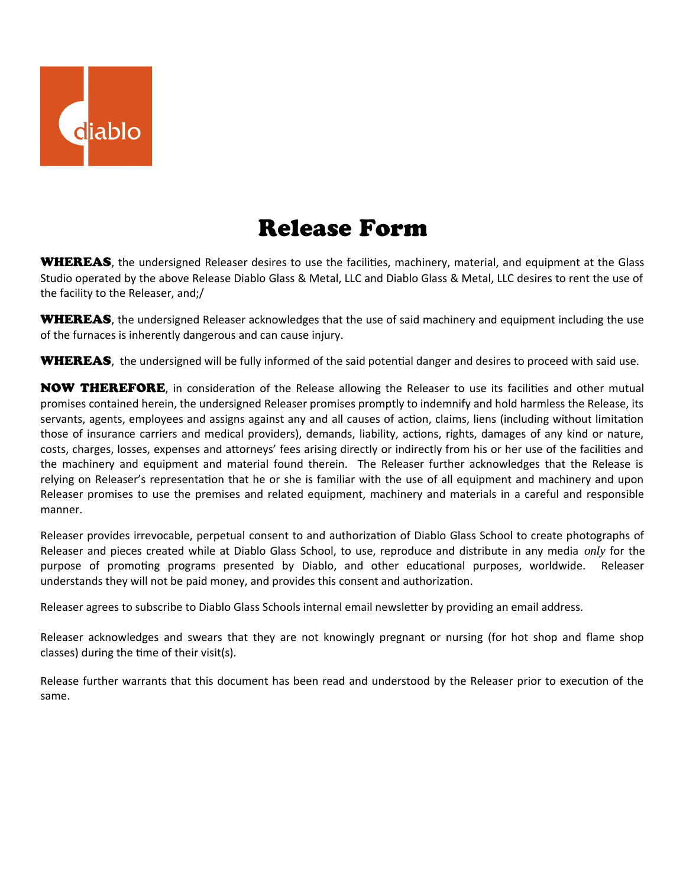diablo

# Release Form

**WHEREAS**, the undersigned Releaser desires to use the facilities, machinery, material, and equipment at the Glass Studio operated by the above Release Diablo Glass & Metal, LLC and Diablo Glass & Metal, LLC desires to rent the use of the facility to the Releaser, and;/

**WHEREAS**, the undersigned Releaser acknowledges that the use of said machinery and equipment including the use of the furnaces is inherently dangerous and can cause injury.

**WHEREAS**, the undersigned will be fully informed of the said potential danger and desires to proceed with said use.

**NOW THEREFORE**, in consideration of the Release allowing the Releaser to use its facilities and other mutual promises contained herein, the undersigned Releaser promises promptly to indemnify and hold harmless the Release, its servants, agents, employees and assigns against any and all causes of action, claims, liens (including without limitation those of insurance carriers and medical providers), demands, liability, actions, rights, damages of any kind or nature, costs, charges, losses, expenses and attorneys' fees arising directly or indirectly from his or her use of the facilities and the machinery and equipment and material found therein. The Releaser further acknowledges that the Release is relying on Releaser's representation that he or she is familiar with the use of all equipment and machinery and upon Releaser promises to use the premises and related equipment, machinery and materials in a careful and responsible manner.

Releaser provides irrevocable, perpetual consent to and authorization of Diablo Glass School to create photographs of Releaser and pieces created while at Diablo Glass School, to use, reproduce and distribute in any media *only* for the purpose of promoting programs presented by Diablo, and other educational purposes, worldwide. Releaser understands they will not be paid money, and provides this consent and authorization.

Releaser agrees to subscribe to Diablo Glass Schools internal email newsletter by providing an email address.

Releaser acknowledges and swears that they are not knowingly pregnant or nursing (for hot shop and flame shop classes) during the time of their visit(s).

Release further warrants that this document has been read and understood by the Releaser prior to execution of the same.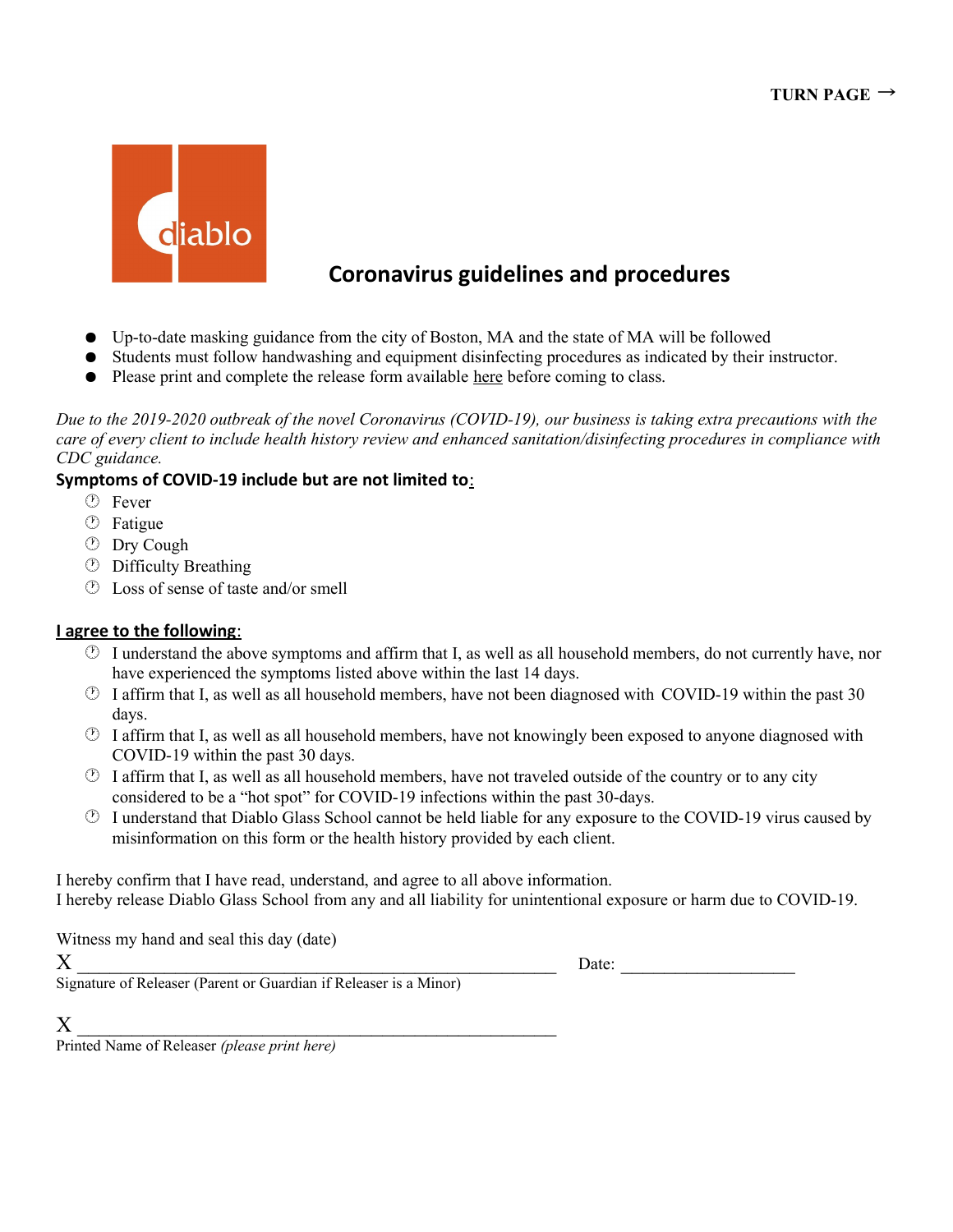TURN PAGE →

diablo

## Coronavirus guidelines and procedures

- Up-to-date masking guidance from the city of Boston, MA and the state of MA will be followed
- Students must follow handwashing and equipment disinfecting procedures as indicated by their instructor.
- Please print and complete the release form available here before coming to class.

*Due to the 2019-2020 outbreak of the novel Coronavirus (COVID-19), our business is taking extra precautions with the care of every client to include health history review and enhanced sanitation/disinfecting procedures in compliance with CDC guidance.*

**Symptoms of COVID-19 include but are not limited to:**

- Fever
- Fatigue
- Dry Cough
- Difficulty Breathing
- Loss of sense of taste and/or smell

**I agree to the following:**

- I understand the above symptoms and affirm that I, as well as all household members, do not currently have, nor have experienced the symptoms listed above within the last 14 days.
- I affirm that I, as well as all household members, have not been diagnosed with COVID-19 within the past 30 days.
- I affirm that I, as well as all household members, have not knowingly been exposed to anyone diagnosed with COVID-19 within the past 30 days.
- I affirm that I, as well as all household members, have not traveled outside of the country or to any city considered to be a "hot spot" for COVID-19 infections within the past 30-days.
- I understand that Diablo Glass School cannot be held liable for any exposure to the COVID-19 virus caused by misinformation on this form or the health history provided by each client.

I hereby confirm that I have read, understand, and agree to all above information.
I hereby release Diablo Glass School from any and all liability for unintentional exposure or harm due to COVID-19.

Witness my hand and seal this day (date)

X ______________________________________________________ Date: ____________________

Signature of Releaser (Parent or Guardian if Releaser is a Minor)

X ______________________________________________________

Printed Name of Releaser *(please print here)*